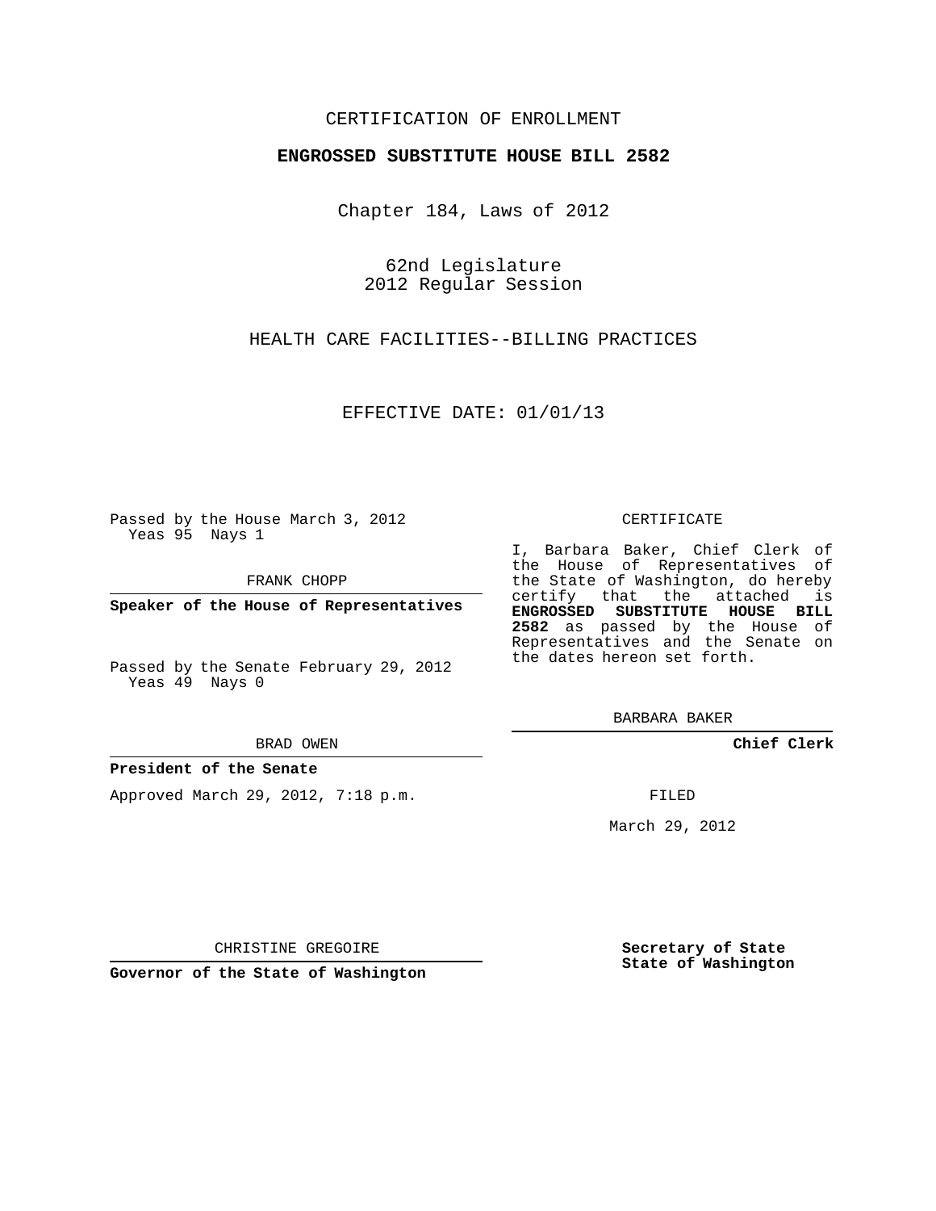CERTIFICATION OF ENROLLMENT

**ENGROSSED SUBSTITUTE HOUSE BILL 2582**

Chapter 184, Laws of 2012

62nd Legislature
2012 Regular Session

HEALTH CARE FACILITIES--BILLING PRACTICES

EFFECTIVE DATE: 01/01/13

Passed by the House March 3, 2012
Yeas 95 Nays 1

FRANK CHOPP

**Speaker of the House of Representatives**

Passed by the Senate February 29, 2012
Yeas 49 Nays 0

BRAD OWEN

**President of the Senate**

Approved March 29, 2012, 7:18 p.m.

CHRISTINE GREGOIRE

**Governor of the State of Washington**

CERTIFICATE

I, Barbara Baker, Chief Clerk of the House of Representatives of the State of Washington, do hereby certify that the attached is **ENGROSSED SUBSTITUTE HOUSE BILL 2582** as passed by the House of Representatives and the Senate on the dates hereon set forth.

BARBARA BAKER

**Chief Clerk**

FILED

March 29, 2012

**Secretary of State**
**State of Washington**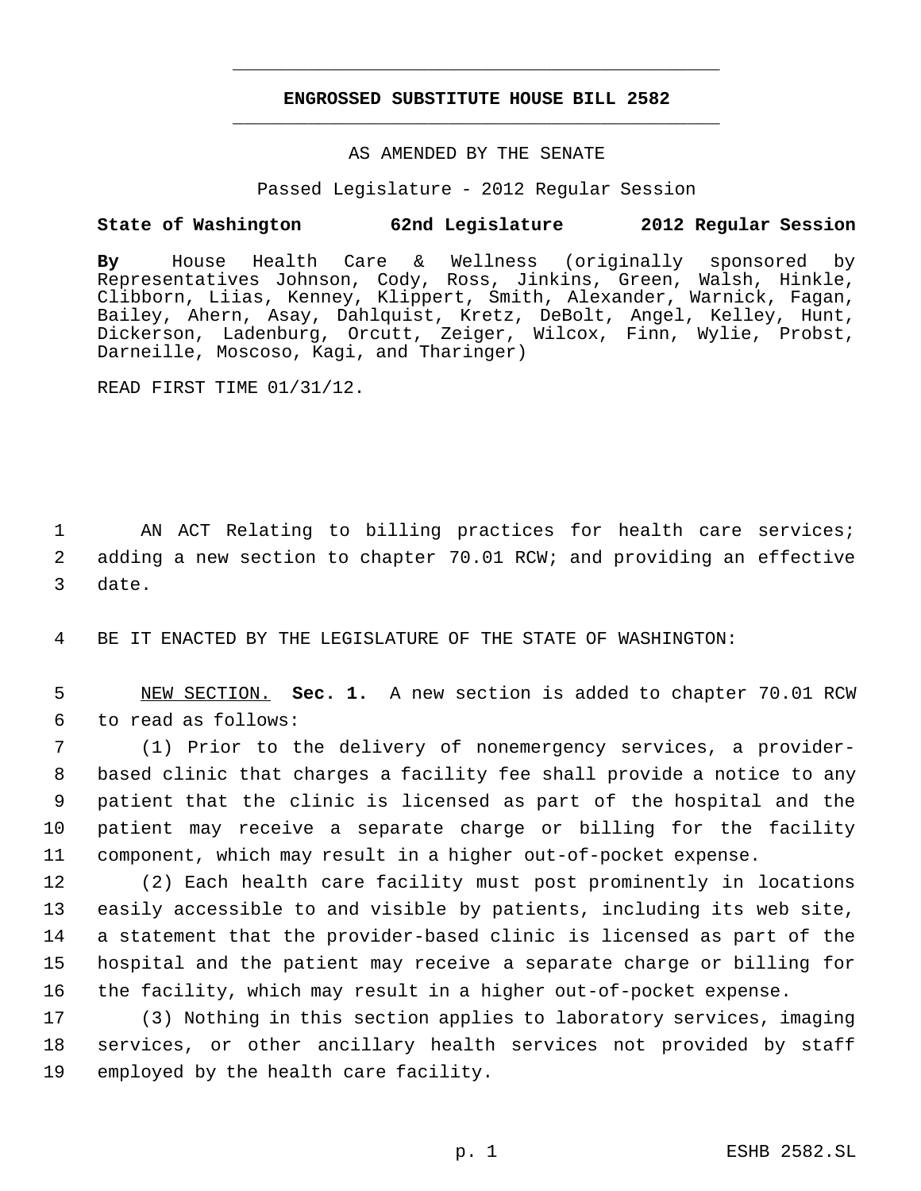# ENGROSSED SUBSTITUTE HOUSE BILL 2582

AS AMENDED BY THE SENATE

Passed Legislature - 2012 Regular Session

**State of Washington 62nd Legislature 2012 Regular Session**

**By** House Health Care & Wellness (originally sponsored by Representatives Johnson, Cody, Ross, Jinkins, Green, Walsh, Hinkle, Clibborn, Liias, Kenney, Klippert, Smith, Alexander, Warnick, Fagan, Bailey, Ahern, Asay, Dahlquist, Kretz, DeBolt, Angel, Kelley, Hunt, Dickerson, Ladenburg, Orcutt, Zeiger, Wilcox, Finn, Wylie, Probst, Darneille, Moscoso, Kagi, and Tharinger)

READ FIRST TIME 01/31/12.

AN ACT Relating to billing practices for health care services; adding a new section to chapter 70.01 RCW; and providing an effective date.

BE IT ENACTED BY THE LEGISLATURE OF THE STATE OF WASHINGTON:

NEW SECTION. **Sec. 1.** A new section is added to chapter 70.01 RCW to read as follows:

(1) Prior to the delivery of nonemergency services, a provider-based clinic that charges a facility fee shall provide a notice to any patient that the clinic is licensed as part of the hospital and the patient may receive a separate charge or billing for the facility component, which may result in a higher out-of-pocket expense.

(2) Each health care facility must post prominently in locations easily accessible to and visible by patients, including its web site, a statement that the provider-based clinic is licensed as part of the hospital and the patient may receive a separate charge or billing for the facility, which may result in a higher out-of-pocket expense.

(3) Nothing in this section applies to laboratory services, imaging services, or other ancillary health services not provided by staff employed by the health care facility.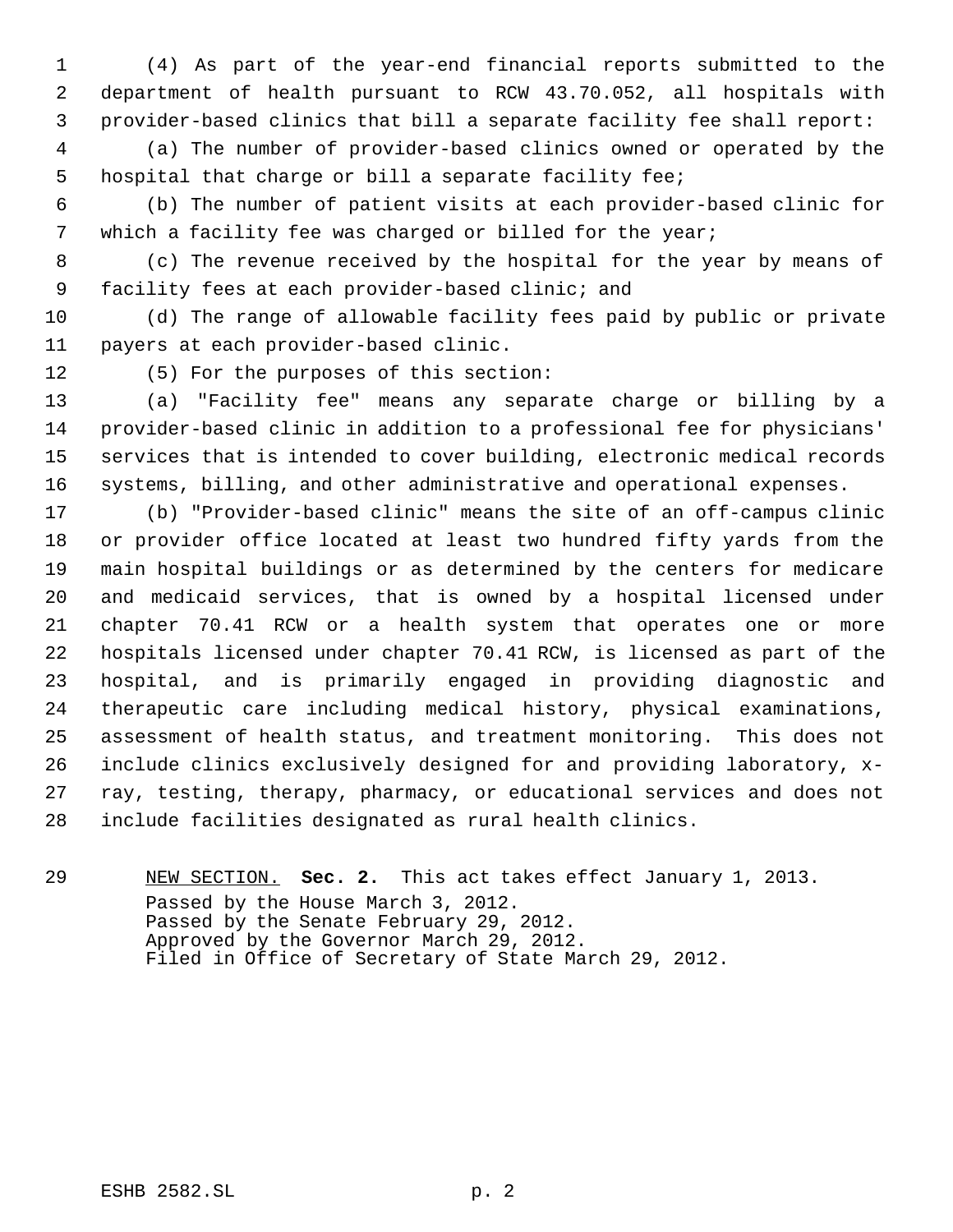(4) As part of the year-end financial reports submitted to the department of health pursuant to RCW 43.70.052, all hospitals with provider-based clinics that bill a separate facility fee shall report:

(a) The number of provider-based clinics owned or operated by the hospital that charge or bill a separate facility fee;

(b) The number of patient visits at each provider-based clinic for which a facility fee was charged or billed for the year;

(c) The revenue received by the hospital for the year by means of facility fees at each provider-based clinic; and

(d) The range of allowable facility fees paid by public or private payers at each provider-based clinic.

(5) For the purposes of this section:

(a) "Facility fee" means any separate charge or billing by a provider-based clinic in addition to a professional fee for physicians' services that is intended to cover building, electronic medical records systems, billing, and other administrative and operational expenses.

(b) "Provider-based clinic" means the site of an off-campus clinic or provider office located at least two hundred fifty yards from the main hospital buildings or as determined by the centers for medicare and medicaid services, that is owned by a hospital licensed under chapter 70.41 RCW or a health system that operates one or more hospitals licensed under chapter 70.41 RCW, is licensed as part of the hospital, and is primarily engaged in providing diagnostic and therapeutic care including medical history, physical examinations, assessment of health status, and treatment monitoring. This does not include clinics exclusively designed for and providing laboratory, x-ray, testing, therapy, pharmacy, or educational services and does not include facilities designated as rural health clinics.

NEW SECTION. **Sec. 2.** This act takes effect January 1, 2013.

Passed by the House March 3, 2012.
Passed by the Senate February 29, 2012.
Approved by the Governor March 29, 2012.
Filed in Office of Secretary of State March 29, 2012.